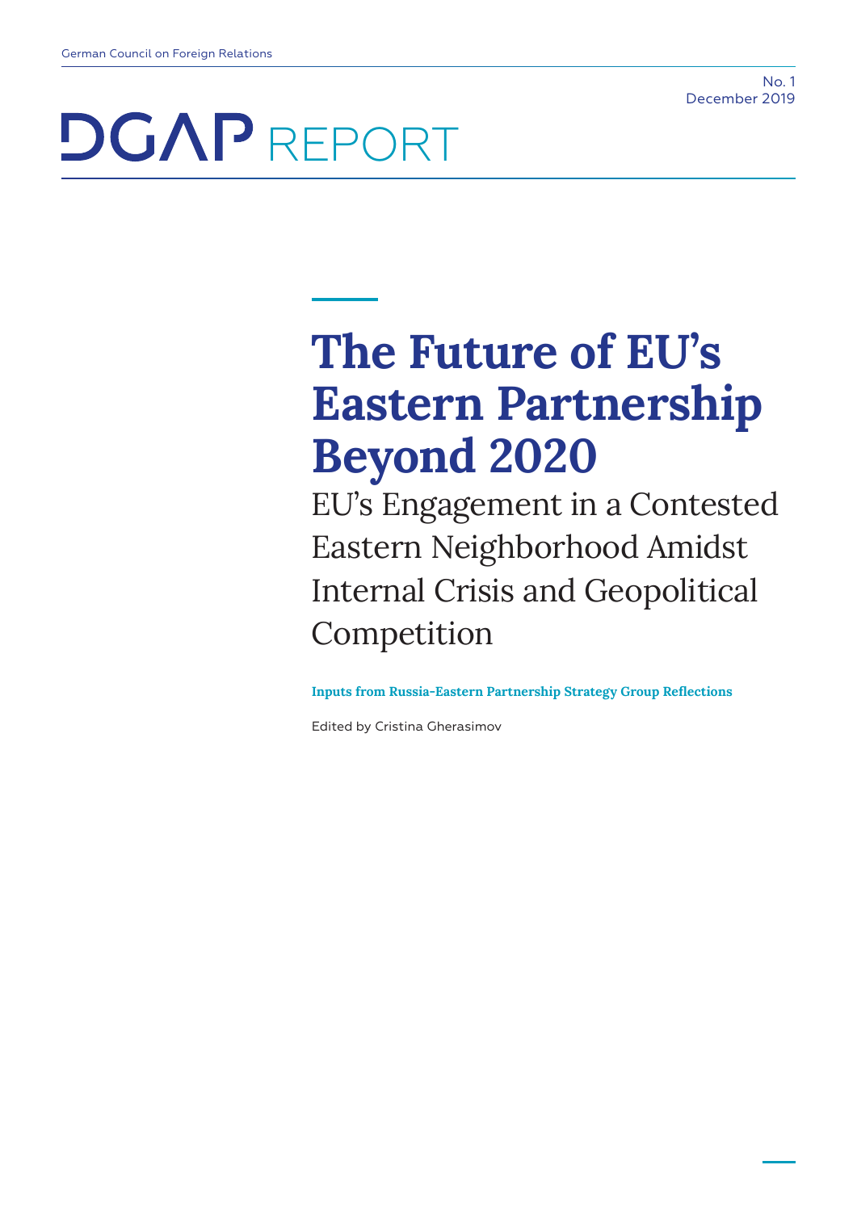German Council on Foreign Relations

No. 1
December 2019

DGAP REPORT

# The Future of EU's Eastern Partnership Beyond 2020

## EU's Engagement in a Contested Eastern Neighborhood Amidst Internal Crisis and Geopolitical Competition

**Inputs from Russia-Eastern Partnership Strategy Group Reflections**

Edited by Cristina Gherasimov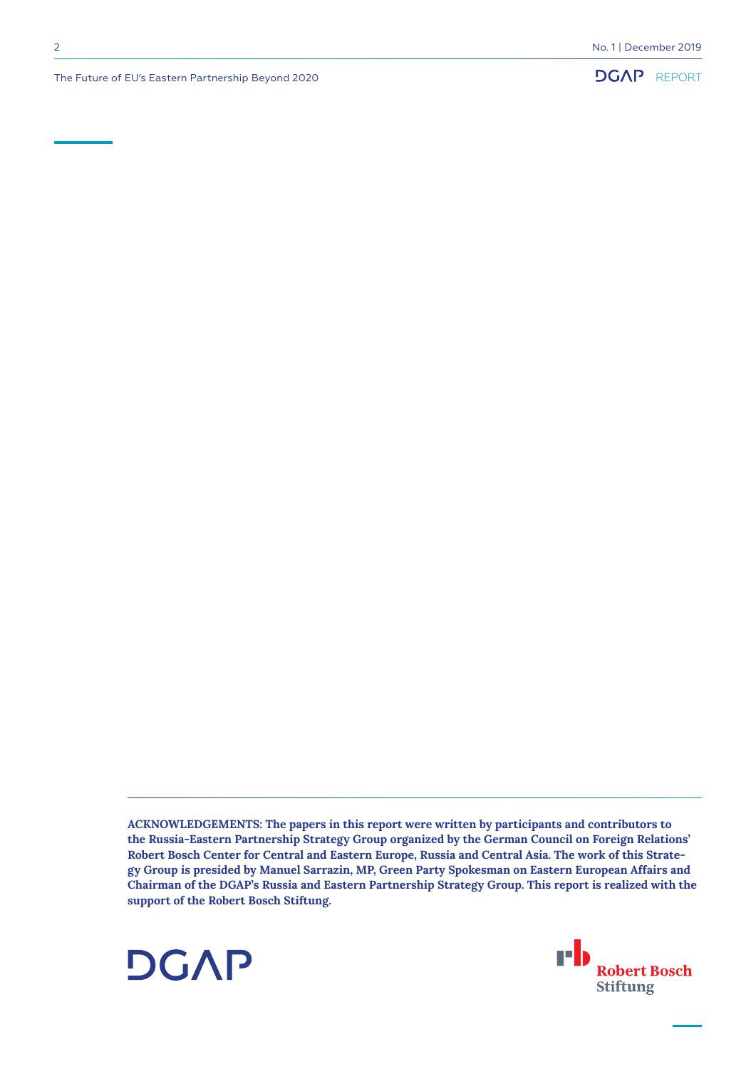**ACKNOWLEDGEMENTS: The papers in this report were written by participants and contributors to the Russia-Eastern Partnership Strategy Group organized by the German Council on Foreign Relations' Robert Bosch Center for Central and Eastern Europe, Russia and Central Asia. The work of this Strategy Group is presided by Manuel Sarrazin, MP, Green Party Spokesman on Eastern European Affairs and Chairman of the DGAP's Russia and Eastern Partnership Strategy Group. This report is realized with the support of the Robert Bosch Stiftung.**

DGAP

Robert Bosch Stiftung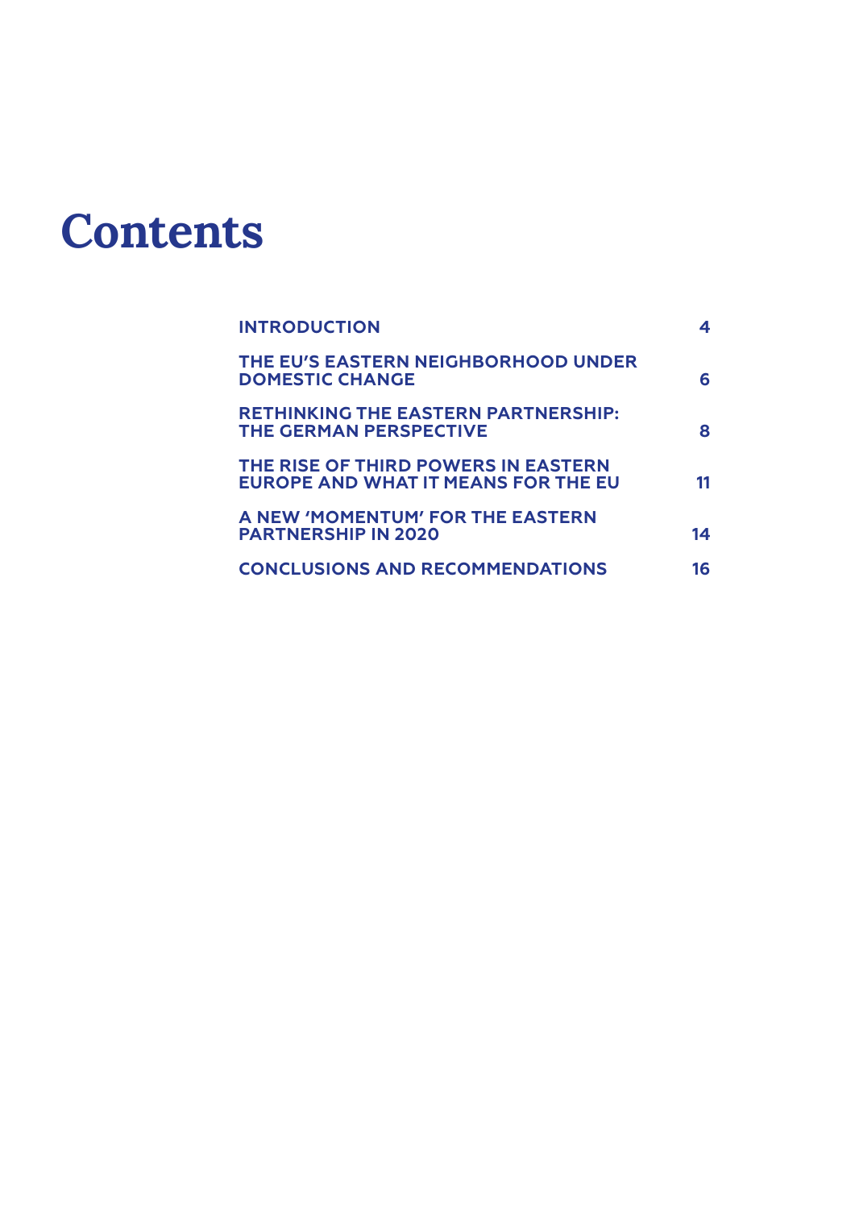# Contents

| | |
|---|---|
| INTRODUCTION | 4 |
| THE EU'S EASTERN NEIGHBORHOOD UNDER DOMESTIC CHANGE | 6 |
| RETHINKING THE EASTERN PARTNERSHIP: THE GERMAN PERSPECTIVE | 8 |
| THE RISE OF THIRD POWERS IN EASTERN EUROPE AND WHAT IT MEANS FOR THE EU | 11 |
| A NEW 'MOMENTUM' FOR THE EASTERN PARTNERSHIP IN 2020 | 14 |
| CONCLUSIONS AND RECOMMENDATIONS | 16 |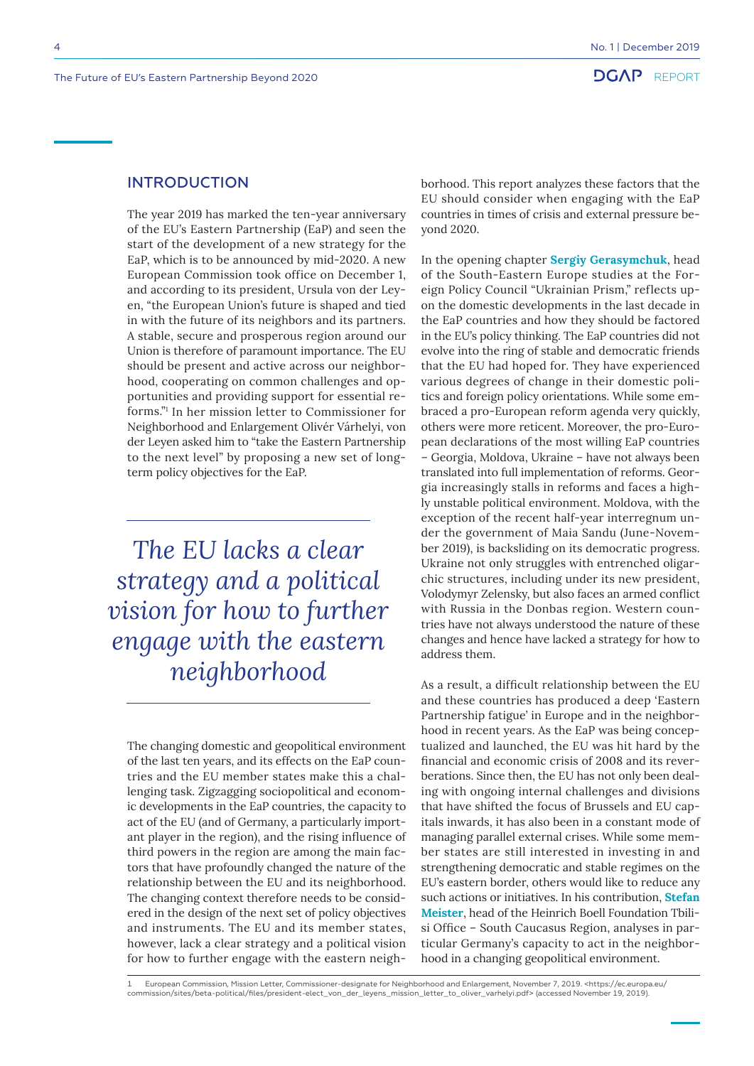## INTRODUCTION

The year 2019 has marked the ten-year anniversary of the EU's Eastern Partnership (EaP) and seen the start of the development of a new strategy for the EaP, which is to be announced by mid-2020. A new European Commission took office on December 1, and according to its president, Ursula von der Leyen, "the European Union's future is shaped and tied in with the future of its neighbors and its partners. A stable, secure and prosperous region around our Union is therefore of paramount importance. The EU should be present and active across our neighborhood, cooperating on common challenges and opportunities and providing support for essential reforms."[1] In her mission letter to Commissioner for Neighborhood and Enlargement Olivér Várhelyi, von der Leyen asked him to "take the Eastern Partnership to the next level" by proposing a new set of long-term policy objectives for the EaP.

> *The EU lacks a clear strategy and a political vision for how to further engage with the eastern neighborhood*

The changing domestic and geopolitical environment of the last ten years, and its effects on the EaP countries and the EU member states make this a challenging task. Zigzagging sociopolitical and economic developments in the EaP countries, the capacity to act of the EU (and of Germany, a particularly important player in the region), and the rising influence of third powers in the region are among the main factors that have profoundly changed the nature of the relationship between the EU and its neighborhood. The changing context therefore needs to be considered in the design of the next set of policy objectives and instruments. The EU and its member states, however, lack a clear strategy and a political vision for how to further engage with the eastern neighborhood. This report analyzes these factors that the EU should consider when engaging with the EaP countries in times of crisis and external pressure beyond 2020.

In the opening chapter **Sergiy Gerasymchuk**, head of the South-Eastern Europe studies at the Foreign Policy Council "Ukrainian Prism," reflects upon the domestic developments in the last decade in the EaP countries and how they should be factored in the EU's policy thinking. The EaP countries did not evolve into the ring of stable and democratic friends that the EU had hoped for. They have experienced various degrees of change in their domestic politics and foreign policy orientations. While some embraced a pro-European reform agenda very quickly, others were more reticent. Moreover, the pro-European declarations of the most willing EaP countries – Georgia, Moldova, Ukraine – have not always been translated into full implementation of reforms. Georgia increasingly stalls in reforms and faces a highly unstable political environment. Moldova, with the exception of the recent half-year interregnum under the government of Maia Sandu (June-November 2019), is backsliding on its democratic progress. Ukraine not only struggles with entrenched oligarchic structures, including under its new president, Volodymyr Zelensky, but also faces an armed conflict with Russia in the Donbas region. Western countries have not always understood the nature of these changes and hence have lacked a strategy for how to address them.

As a result, a difficult relationship between the EU and these countries has produced a deep 'Eastern Partnership fatigue' in Europe and in the neighborhood in recent years. As the EaP was being conceptualized and launched, the EU was hit hard by the financial and economic crisis of 2008 and its reverberations. Since then, the EU has not only been dealing with ongoing internal challenges and divisions that have shifted the focus of Brussels and EU capitals inwards, it has also been in a constant mode of managing parallel external crises. While some member states are still interested in investing in and strengthening democratic and stable regimes on the EU's eastern border, others would like to reduce any such actions or initiatives. In his contribution, **Stefan Meister**, head of the Heinrich Boell Foundation Tbilisi Office – South Caucasus Region, analyses in particular Germany's capacity to act in the neighborhood in a changing geopolitical environment.

---

1 European Commission, Mission Letter, Commissioner-designate for Neighborhood and Enlargement, November 7, 2019. <https://ec.europa.eu/commission/sites/beta-political/files/president-elect_von_der_leyens_mission_letter_to_oliver_varhelyi.pdf> (accessed November 19, 2019).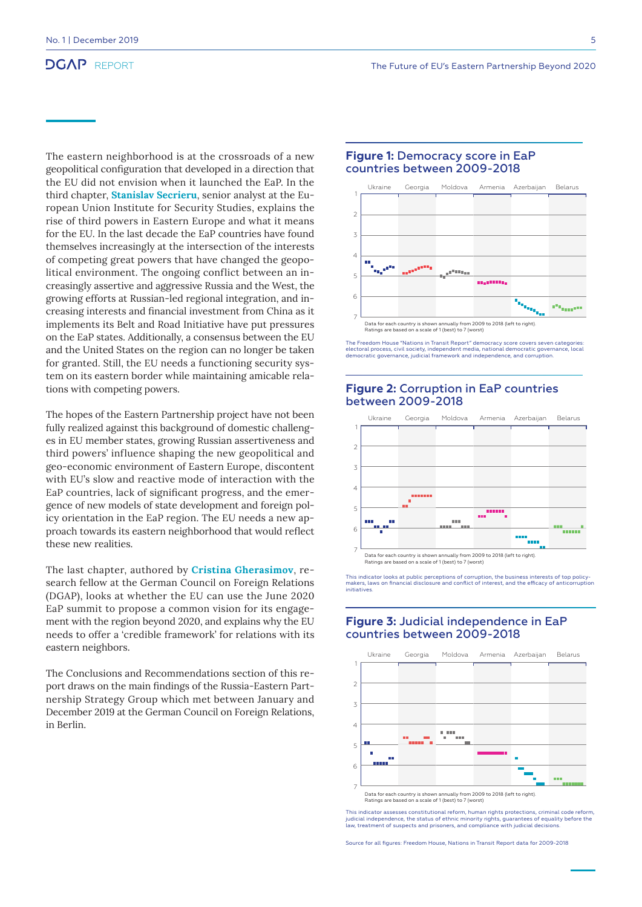The eastern neighborhood is at the crossroads of a new geopolitical configuration that developed in a direction that the EU did not envision when it launched the EaP. In the third chapter, **Stanislav Secrieru**, senior analyst at the European Union Institute for Security Studies, explains the rise of third powers in Eastern Europe and what it means for the EU. In the last decade the EaP countries have found themselves increasingly at the intersection of the interests of competing great powers that have changed the geopolitical environment. The ongoing conflict between an increasingly assertive and aggressive Russia and the West, the growing efforts at Russian-led regional integration, and increasing interests and financial investment from China as it implements its Belt and Road Initiative have put pressures on the EaP states. Additionally, a consensus between the EU and the United States on the region can no longer be taken for granted. Still, the EU needs a functioning security system on its eastern border while maintaining amicable relations with competing powers.

The hopes of the Eastern Partnership project have not been fully realized against this background of domestic challenges in EU member states, growing Russian assertiveness and third powers' influence shaping the new geopolitical and geo-economic environment of Eastern Europe, discontent with EU's slow and reactive mode of interaction with the EaP countries, lack of significant progress, and the emergence of new models of state development and foreign policy orientation in the EaP region. The EU needs a new approach towards its eastern neighborhood that would reflect these new realities.

The last chapter, authored by **Cristina Gherasimov**, research fellow at the German Council on Foreign Relations (DGAP), looks at whether the EU can use the June 2020 EaP summit to propose a common vision for its engagement with the region beyond 2020, and explains why the EU needs to offer a 'credible framework' for relations with its eastern neighbors.

The Conclusions and Recommendations section of this report draws on the main findings of the Russia-Eastern Partnership Strategy Group which met between January and December 2019 at the German Council on Foreign Relations, in Berlin.

### Figure 1: Democracy score in EaP countries between 2009-2018

Ukraine | Georgia | Moldova | Armenia | Azerbaijan | Belarus

Data for each country is shown annually from 2009 to 2018 (left to right).
Ratings are based on a scale of 1 (best) to 7 (worst)

The Freedom House "Nations in Transit Report" democracy score covers seven categories: electoral process, civil society, independent media, national democratic governance, local democratic governance, judicial framework and independence, and corruption.

### Figure 2: Corruption in EaP countries between 2009-2018

Ukraine | Georgia | Moldova | Armenia | Azerbaijan | Belarus

Data for each country is shown annually from 2009 to 2018 (left to right).
Ratings are based on a scale of 1 (best) to 7 (worst)

This indicator looks at public perceptions of corruption, the business interests of top policy-makers, laws on financial disclosure and conflict of interest, and the efficacy of anticorruption initiatives.

### Figure 3: Judicial independence in EaP countries between 2009-2018

Ukraine | Georgia | Moldova | Armenia | Azerbaijan | Belarus

Data for each country is shown annually from 2009 to 2018 (left to right).
Ratings are based on a scale of 1 (best) to 7 (worst)

This indicator assesses constitutional reform, human rights protections, criminal code reform, judicial independence, the status of ethnic minority rights, guarantees of equality before the law, treatment of suspects and prisoners, and compliance with judicial decisions.

Source for all figures: Freedom House, Nations in Transit Report data for 2009-2018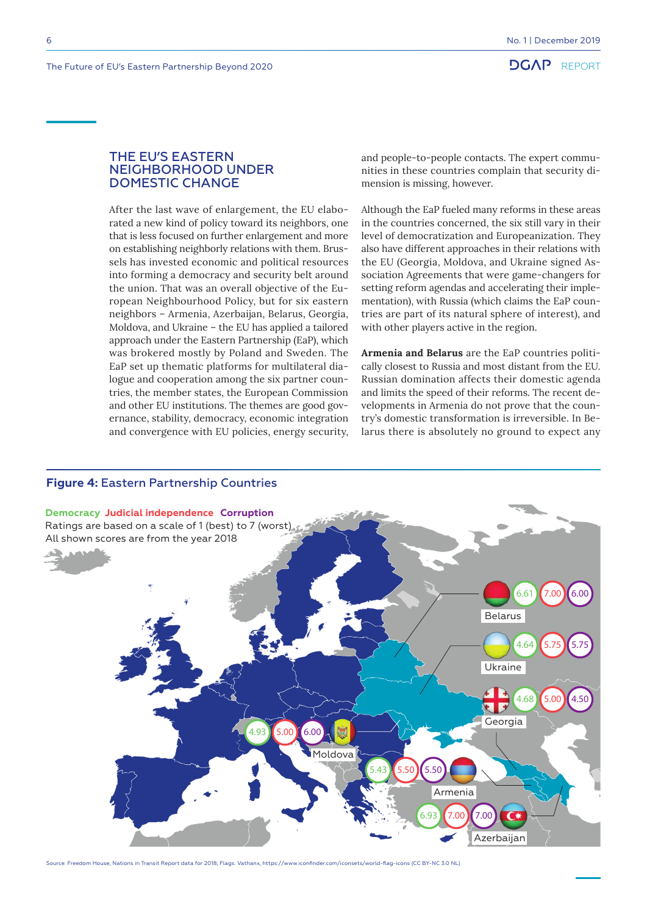## THE EU'S EASTERN NEIGHBORHOOD UNDER DOMESTIC CHANGE

After the last wave of enlargement, the EU elaborated a new kind of policy toward its neighbors, one that is less focused on further enlargement and more on establishing neighborly relations with them. Brussels has invested economic and political resources into forming a democracy and security belt around the union. That was an overall objective of the European Neighbourhood Policy, but for six eastern neighbors – Armenia, Azerbaijan, Belarus, Georgia, Moldova, and Ukraine – the EU has applied a tailored approach under the Eastern Partnership (EaP), which was brokered mostly by Poland and Sweden. The EaP set up thematic platforms for multilateral dialogue and cooperation among the six partner countries, the member states, the European Commission and other EU institutions. The themes are good governance, stability, democracy, economic integration and convergence with EU policies, energy security, and people-to-people contacts. The expert communities in these countries complain that security dimension is missing, however.

Although the EaP fueled many reforms in these areas in the countries concerned, the six still vary in their level of democratization and Europeanization. They also have different approaches in their relations with the EU (Georgia, Moldova, and Ukraine signed Association Agreements that were game-changers for setting reform agendas and accelerating their implementation), with Russia (which claims the EaP countries are part of its natural sphere of interest), and with other players active in the region.

**Armenia and Belarus** are the EaP countries politically closest to Russia and most distant from the EU. Russian domination affects their domestic agenda and limits the speed of their reforms. The recent developments in Armenia do not prove that the country's domestic transformation is irreversible. In Belarus there is absolutely no ground to expect any

**Figure 4:** Eastern Partnership Countries

Democracy Judicial independence Corruption
Ratings are based on a scale of 1 (best) to 7 (worst)
All shown scores are from the year 2018

| Country | Democracy | Judicial independence | Corruption |
|---|---|---|---|
| Belarus | 6.61 | 7.00 | 6.00 |
| Ukraine | 4.64 | 5.75 | 5.75 |
| Georgia | 4.68 | 5.00 | 4.50 |
| Moldova | 4.93 | 5.00 | 6.00 |
| Armenia | 5.43 | 5.50 | 5.50 |
| Azerbaijan | 6.93 | 7.00 | 7.00 |

Source: Freedom House, Nations in Transit Report data for 2018; Flags: Vathanx, https://www.iconfinder.com/iconsets/world-flag-icons (CC BY-NC 3.0 NL)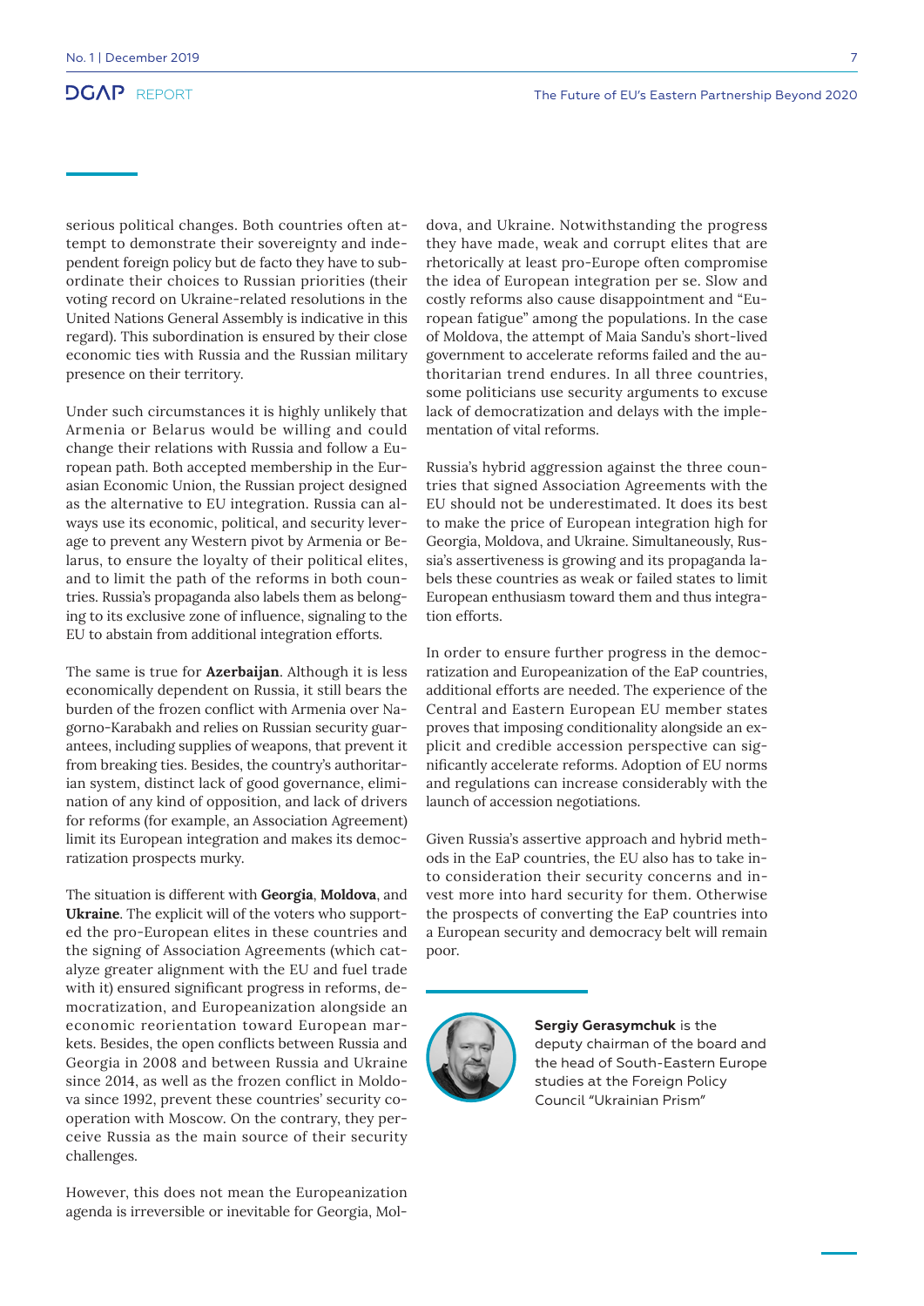serious political changes. Both countries often attempt to demonstrate their sovereignty and independent foreign policy but de facto they have to subordinate their choices to Russian priorities (their voting record on Ukraine-related resolutions in the United Nations General Assembly is indicative in this regard). This subordination is ensured by their close economic ties with Russia and the Russian military presence on their territory.

Under such circumstances it is highly unlikely that Armenia or Belarus would be willing and could change their relations with Russia and follow a European path. Both accepted membership in the Eurasian Economic Union, the Russian project designed as the alternative to EU integration. Russia can always use its economic, political, and security leverage to prevent any Western pivot by Armenia or Belarus, to ensure the loyalty of their political elites, and to limit the path of the reforms in both countries. Russia's propaganda also labels them as belonging to its exclusive zone of influence, signaling to the EU to abstain from additional integration efforts.

The same is true for **Azerbaijan**. Although it is less economically dependent on Russia, it still bears the burden of the frozen conflict with Armenia over Nagorno-Karabakh and relies on Russian security guarantees, including supplies of weapons, that prevent it from breaking ties. Besides, the country's authoritarian system, distinct lack of good governance, elimination of any kind of opposition, and lack of drivers for reforms (for example, an Association Agreement) limit its European integration and makes its democratization prospects murky.

The situation is different with **Georgia**, **Moldova**, and **Ukraine**. The explicit will of the voters who supported the pro-European elites in these countries and the signing of Association Agreements (which catalyze greater alignment with the EU and fuel trade with it) ensured significant progress in reforms, democratization, and Europeanization alongside an economic reorientation toward European markets. Besides, the open conflicts between Russia and Georgia in 2008 and between Russia and Ukraine since 2014, as well as the frozen conflict in Moldova since 1992, prevent these countries' security cooperation with Moscow. On the contrary, they perceive Russia as the main source of their security challenges.

However, this does not mean the Europeanization agenda is irreversible or inevitable for Georgia, Moldova, and Ukraine. Notwithstanding the progress they have made, weak and corrupt elites that are rhetorically at least pro-Europe often compromise the idea of European integration per se. Slow and costly reforms also cause disappointment and "European fatigue" among the populations. In the case of Moldova, the attempt of Maia Sandu's short-lived government to accelerate reforms failed and the authoritarian trend endures. In all three countries, some politicians use security arguments to excuse lack of democratization and delays with the implementation of vital reforms.

Russia's hybrid aggression against the three countries that signed Association Agreements with the EU should not be underestimated. It does its best to make the price of European integration high for Georgia, Moldova, and Ukraine. Simultaneously, Russia's assertiveness is growing and its propaganda labels these countries as weak or failed states to limit European enthusiasm toward them and thus integration efforts.

In order to ensure further progress in the democratization and Europeanization of the EaP countries, additional efforts are needed. The experience of the Central and Eastern European EU member states proves that imposing conditionality alongside an explicit and credible accession perspective can significantly accelerate reforms. Adoption of EU norms and regulations can increase considerably with the launch of accession negotiations.

Given Russia's assertive approach and hybrid methods in the EaP countries, the EU also has to take into consideration their security concerns and invest more into hard security for them. Otherwise the prospects of converting the EaP countries into a European security and democracy belt will remain poor.

**Sergiy Gerasymchuk** is the deputy chairman of the board and the head of South-Eastern Europe studies at the Foreign Policy Council "Ukrainian Prism"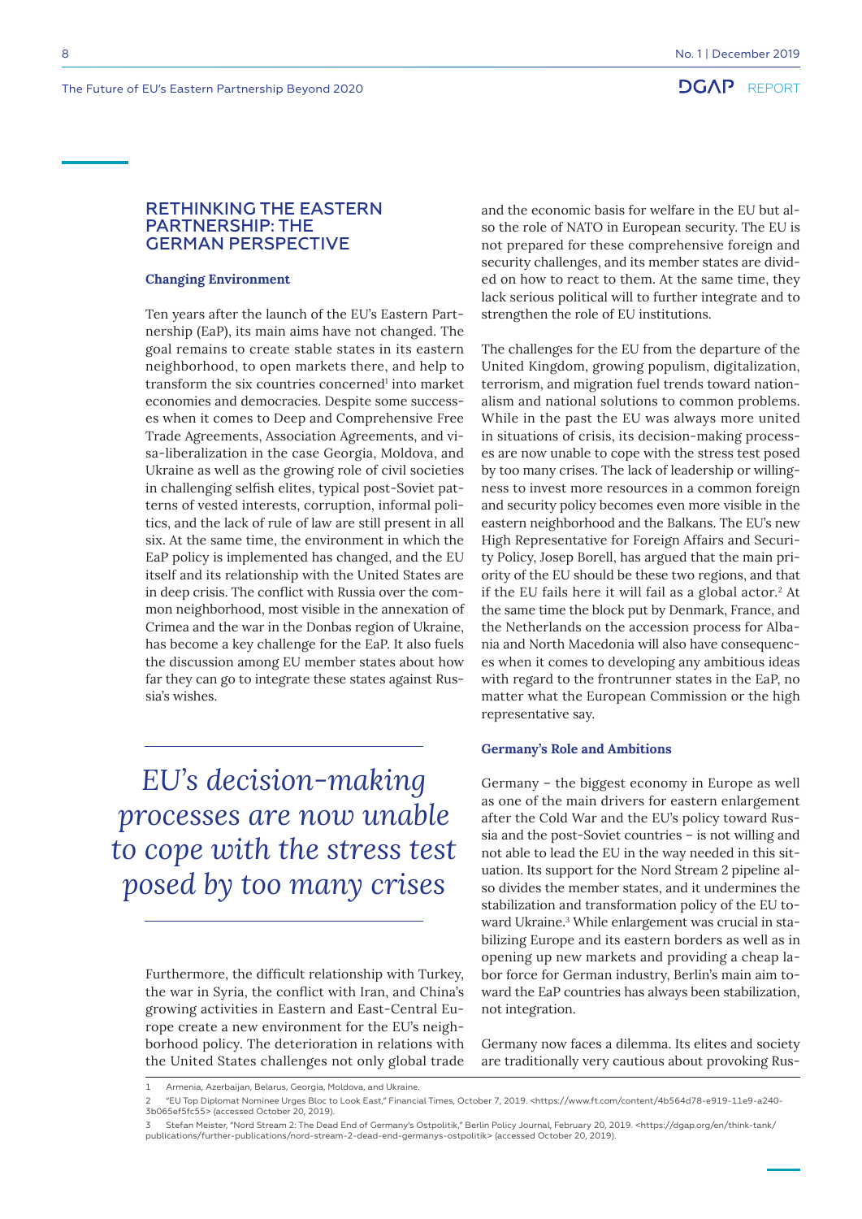## RETHINKING THE EASTERN PARTNERSHIP: THE GERMAN PERSPECTIVE

### Changing Environment

Ten years after the launch of the EU's Eastern Partnership (EaP), its main aims have not changed. The goal remains to create stable states in its eastern neighborhood, to open markets there, and help to transform the six countries concerned[1] into market economies and democracies. Despite some successes when it comes to Deep and Comprehensive Free Trade Agreements, Association Agreements, and visa-liberalization in the case Georgia, Moldova, and Ukraine as well as the growing role of civil societies in challenging selfish elites, typical post-Soviet patterns of vested interests, corruption, informal politics, and the lack of rule of law are still present in all six. At the same time, the environment in which the EaP policy is implemented has changed, and the EU itself and its relationship with the United States are in deep crisis. The conflict with Russia over the common neighborhood, most visible in the annexation of Crimea and the war in the Donbas region of Ukraine, has become a key challenge for the EaP. It also fuels the discussion among EU member states about how far they can go to integrate these states against Russia's wishes.

> *EU's decision-making processes are now unable to cope with the stress test posed by too many crises*

Furthermore, the difficult relationship with Turkey, the war in Syria, the conflict with Iran, and China's growing activities in Eastern and East-Central Europe create a new environment for the EU's neighborhood policy. The deterioration in relations with the United States challenges not only global trade and the economic basis for welfare in the EU but also the role of NATO in European security. The EU is not prepared for these comprehensive foreign and security challenges, and its member states are divided on how to react to them. At the same time, they lack serious political will to further integrate and to strengthen the role of EU institutions.

The challenges for the EU from the departure of the United Kingdom, growing populism, digitalization, terrorism, and migration fuel trends toward nationalism and national solutions to common problems. While in the past the EU was always more united in situations of crisis, its decision-making processes are now unable to cope with the stress test posed by too many crises. The lack of leadership or willingness to invest more resources in a common foreign and security policy becomes even more visible in the eastern neighborhood and the Balkans. The EU's new High Representative for Foreign Affairs and Security Policy, Josep Borell, has argued that the main priority of the EU should be these two regions, and that if the EU fails here it will fail as a global actor.[2] At the same time the block put by Denmark, France, and the Netherlands on the accession process for Albania and North Macedonia will also have consequences when it comes to developing any ambitious ideas with regard to the frontrunner states in the EaP, no matter what the European Commission or the high representative say.

### Germany's Role and Ambitions

Germany – the biggest economy in Europe as well as one of the main drivers for eastern enlargement after the Cold War and the EU's policy toward Russia and the post-Soviet countries – is not willing and not able to lead the EU in the way needed in this situation. Its support for the Nord Stream 2 pipeline also divides the member states, and it undermines the stabilization and transformation policy of the EU toward Ukraine.[3] While enlargement was crucial in stabilizing Europe and its eastern borders as well as in opening up new markets and providing a cheap labor force for German industry, Berlin's main aim toward the EaP countries has always been stabilization, not integration.

Germany now faces a dilemma. Its elites and society are traditionally very cautious about provoking Rus-

---

1 Armenia, Azerbaijan, Belarus, Georgia, Moldova, and Ukraine.

2 "EU Top Diplomat Nominee Urges Bloc to Look East," Financial Times, October 7, 2019. <https://www.ft.com/content/4b564d78-e919-11e9-a240-3b065ef5fc55> (accessed October 20, 2019).

3 Stefan Meister, "Nord Stream 2: The Dead End of Germany's Ostpolitik," Berlin Policy Journal, February 20, 2019. <https://dgap.org/en/think-tank/publications/further-publications/nord-stream-2-dead-end-germanys-ostpolitik> (accessed October 20, 2019).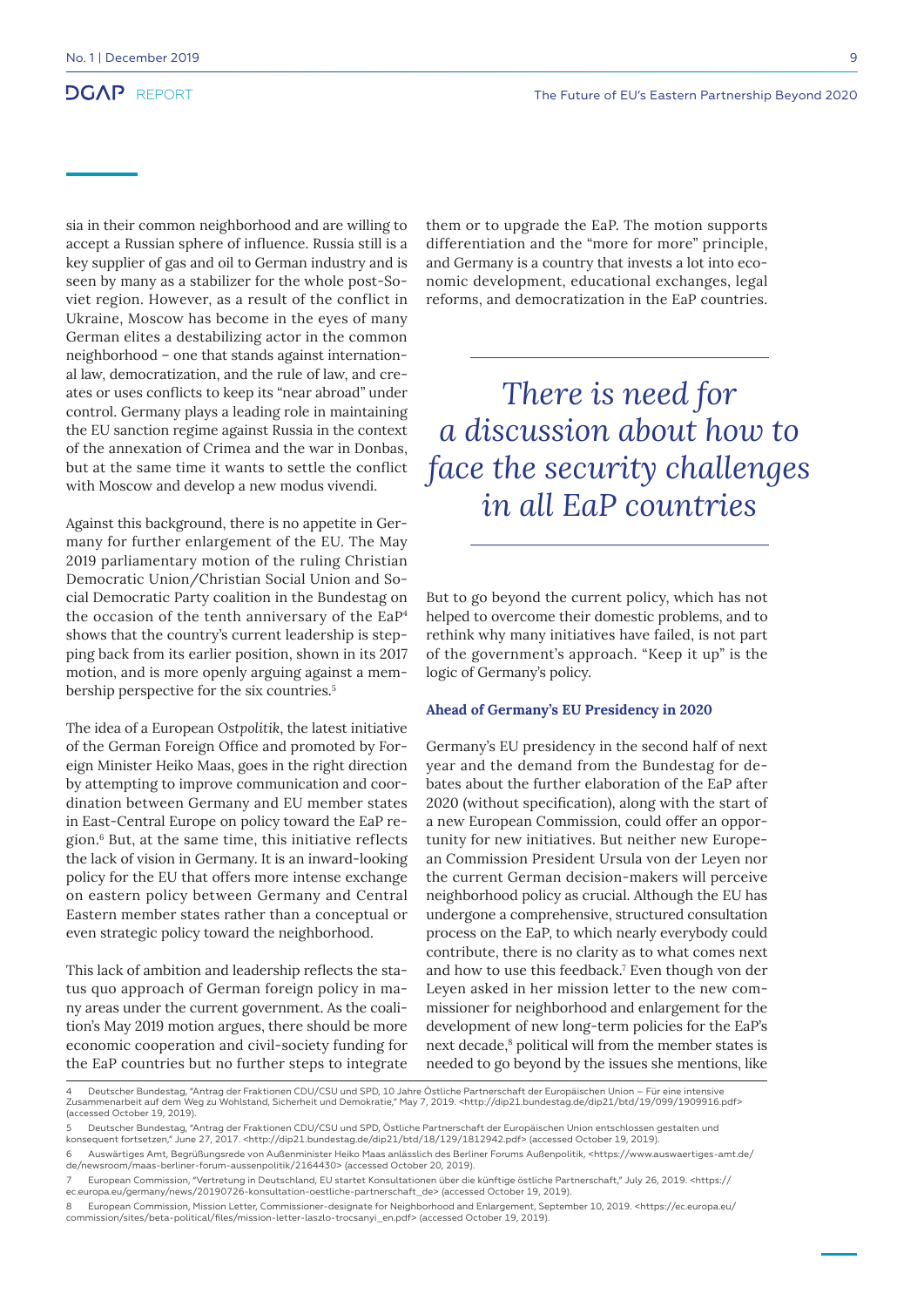sia in their common neighborhood and are willing to accept a Russian sphere of influence. Russia still is a key supplier of gas and oil to German industry and is seen by many as a stabilizer for the whole post-Soviet region. However, as a result of the conflict in Ukraine, Moscow has become in the eyes of many German elites a destabilizing actor in the common neighborhood – one that stands against international law, democratization, and the rule of law, and creates or uses conflicts to keep its "near abroad" under control. Germany plays a leading role in maintaining the EU sanction regime against Russia in the context of the annexation of Crimea and the war in Donbas, but at the same time it wants to settle the conflict with Moscow and develop a new modus vivendi.

Against this background, there is no appetite in Germany for further enlargement of the EU. The May 2019 parliamentary motion of the ruling Christian Democratic Union/Christian Social Union and Social Democratic Party coalition in the Bundestag on the occasion of the tenth anniversary of the EaP[4] shows that the country's current leadership is stepping back from its earlier position, shown in its 2017 motion, and is more openly arguing against a membership perspective for the six countries.[5]

The idea of a European *Ostpolitik*, the latest initiative of the German Foreign Office and promoted by Foreign Minister Heiko Maas, goes in the right direction by attempting to improve communication and coordination between Germany and EU member states in East-Central Europe on policy toward the EaP region.[6] But, at the same time, this initiative reflects the lack of vision in Germany. It is an inward-looking policy for the EU that offers more intense exchange on eastern policy between Germany and Central Eastern member states rather than a conceptual or even strategic policy toward the neighborhood.

This lack of ambition and leadership reflects the status quo approach of German foreign policy in many areas under the current government. As the coalition's May 2019 motion argues, there should be more economic cooperation and civil-society funding for the EaP countries but no further steps to integrate them or to upgrade the EaP. The motion supports differentiation and the "more for more" principle, and Germany is a country that invests a lot into economic development, educational exchanges, legal reforms, and democratization in the EaP countries.

> *There is need for a discussion about how to face the security challenges in all EaP countries*

But to go beyond the current policy, which has not helped to overcome their domestic problems, and to rethink why many initiatives have failed, is not part of the government's approach. "Keep it up" is the logic of Germany's policy.

### Ahead of Germany's EU Presidency in 2020

Germany's EU presidency in the second half of next year and the demand from the Bundestag for debates about the further elaboration of the EaP after 2020 (without specification), along with the start of a new European Commission, could offer an opportunity for new initiatives. But neither new European Commission President Ursula von der Leyen nor the current German decision-makers will perceive neighborhood policy as crucial. Although the EU has undergone a comprehensive, structured consultation process on the EaP, to which nearly everybody could contribute, there is no clarity as to what comes next and how to use this feedback.[7] Even though von der Leyen asked in her mission letter to the new commissioner for neighborhood and enlargement for the development of new long-term policies for the EaP's next decade,[8] political will from the member states is needed to go beyond by the issues she mentions, like

---

4 Deutscher Bundestag, "Antrag der Fraktionen CDU/CSU und SPD, 10 Jahre Östliche Partnerschaft der Europäischen Union – Für eine intensive Zusammenarbeit auf dem Weg zu Wohlstand, Sicherheit und Demokratie," May 7, 2019. <http://dip21.bundestag.de/dip21/btd/19/099/1909916.pdf> (accessed October 19, 2019).

5 Deutscher Bundestag, "Antrag der Fraktionen CDU/CSU und SPD, Östliche Partnerschaft der Europäischen Union entschlossen gestalten und konsequent fortsetzen," June 27, 2017. <http://dip21.bundestag.de/dip21/btd/18/129/1812942.pdf> (accessed October 19, 2019).

6 Auswärtiges Amt, Begrüßungsrede von Außenminister Heiko Maas anlässlich des Berliner Forums Außenpolitik, <https://www.auswaertiges-amt.de/de/newsroom/maas-berliner-forum-aussenpolitik/2164430> (accessed October 20, 2019).

7 European Commission, "Vertretung in Deutschland, EU startet Konsultationen über die künftige östliche Partnerschaft," July 26, 2019. <https://ec.europa.eu/germany/news/20190726-konsultation-oestliche-partnerschaft_de> (accessed October 19, 2019).

8 European Commission, Mission Letter, Commissioner-designate for Neighborhood and Enlargement, September 10, 2019. <https://ec.europa.eu/commission/sites/beta-political/files/mission-letter-laszlo-trocsanyi_en.pdf> (accessed October 19, 2019).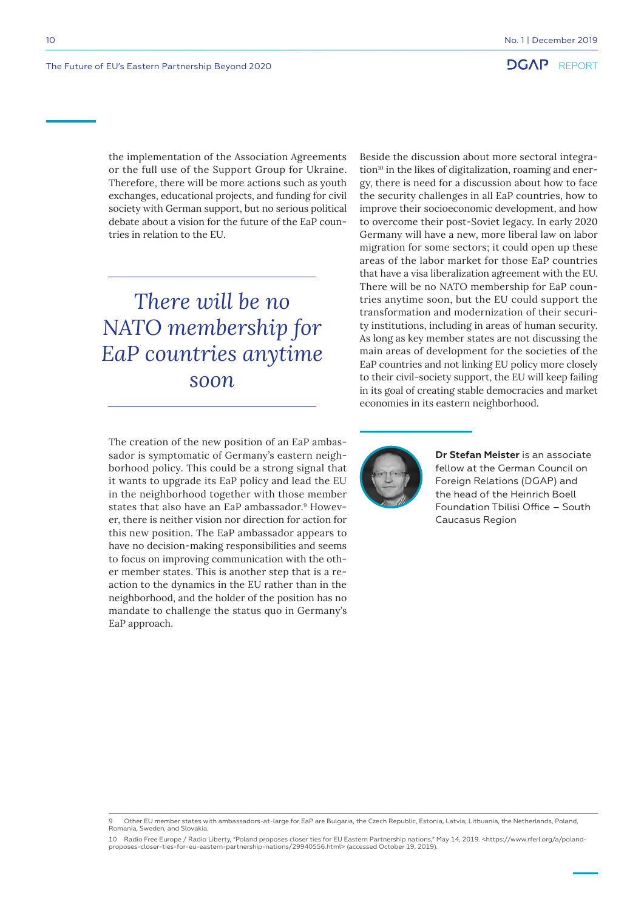the implementation of the Association Agreements or the full use of the Support Group for Ukraine. Therefore, there will be more actions such as youth exchanges, educational projects, and funding for civil society with German support, but no serious political debate about a vision for the future of the EaP countries in relation to the EU.

*There will be no NATO membership for EaP countries anytime soon*

The creation of the new position of an EaP ambassador is symptomatic of Germany's eastern neighborhood policy. This could be a strong signal that it wants to upgrade its EaP policy and lead the EU in the neighborhood together with those member states that also have an EaP ambassador.[9] However, there is neither vision nor direction for action for this new position. The EaP ambassador appears to have no decision-making responsibilities and seems to focus on improving communication with the other member states. This is another step that is a reaction to the dynamics in the EU rather than in the neighborhood, and the holder of the position has no mandate to challenge the status quo in Germany's EaP approach.

Beside the discussion about more sectoral integration[10] in the likes of digitalization, roaming and energy, there is need for a discussion about how to face the security challenges in all EaP countries, how to improve their socioeconomic development, and how to overcome their post-Soviet legacy. In early 2020 Germany will have a new, more liberal law on labor migration for some sectors; it could open up these areas of the labor market for those EaP countries that have a visa liberalization agreement with the EU. There will be no NATO membership for EaP countries anytime soon, but the EU could support the transformation and modernization of their security institutions, including in areas of human security. As long as key member states are not discussing the main areas of development for the societies of the EaP countries and not linking EU policy more closely to their civil-society support, the EU will keep failing in its goal of creating stable democracies and market economies in its eastern neighborhood.

**Dr Stefan Meister** is an associate fellow at the German Council on Foreign Relations (DGAP) and the head of the Heinrich Boell Foundation Tbilisi Office – South Caucasus Region

9 Other EU member states with ambassadors-at-large for EaP are Bulgaria, the Czech Republic, Estonia, Latvia, Lithuania, the Netherlands, Poland, Romania, Sweden, and Slovakia.

10 Radio Free Europe / Radio Liberty, "Poland proposes closer ties for EU Eastern Partnership nations," May 14, 2019. <https://www.rferl.org/a/poland-proposes-closer-ties-for-eu-eastern-partnership-nations/29940556.html> (accessed October 19, 2019).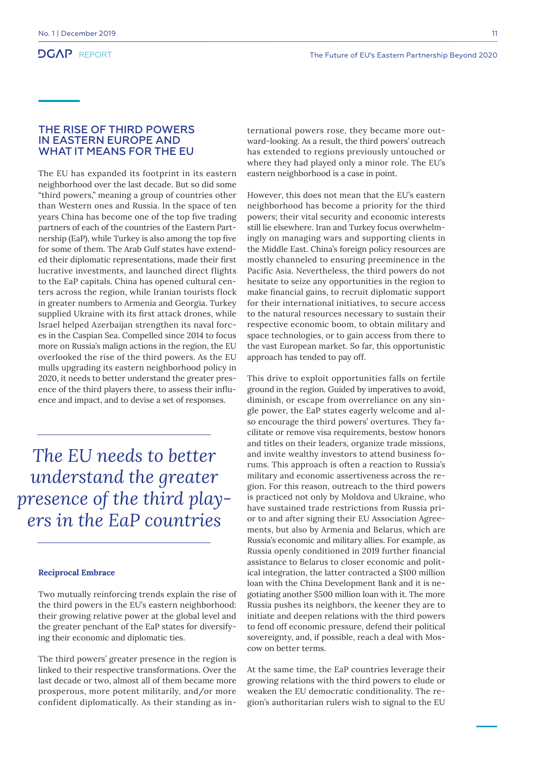## THE RISE OF THIRD POWERS IN EASTERN EUROPE AND WHAT IT MEANS FOR THE EU

The EU has expanded its footprint in its eastern neighborhood over the last decade. But so did some "third powers," meaning a group of countries other than Western ones and Russia. In the space of ten years China has become one of the top five trading partners of each of the countries of the Eastern Partnership (EaP), while Turkey is also among the top five for some of them. The Arab Gulf states have extended their diplomatic representations, made their first lucrative investments, and launched direct flights to the EaP capitals. China has opened cultural centers across the region, while Iranian tourists flock in greater numbers to Armenia and Georgia. Turkey supplied Ukraine with its first attack drones, while Israel helped Azerbaijan strengthen its naval forces in the Caspian Sea. Compelled since 2014 to focus more on Russia's malign actions in the region, the EU overlooked the rise of the third powers. As the EU mulls upgrading its eastern neighborhood policy in 2020, it needs to better understand the greater presence of the third players there, to assess their influence and impact, and to devise a set of responses.

> *The EU needs to better understand the greater presence of the third players in the EaP countries*

### Reciprocal Embrace

Two mutually reinforcing trends explain the rise of the third powers in the EU's eastern neighborhood: their growing relative power at the global level and the greater penchant of the EaP states for diversifying their economic and diplomatic ties.

The third powers' greater presence in the region is linked to their respective transformations. Over the last decade or two, almost all of them became more prosperous, more potent militarily, and/or more confident diplomatically. As their standing as international powers rose, they became more outward-looking. As a result, the third powers' outreach has extended to regions previously untouched or where they had played only a minor role. The EU's eastern neighborhood is a case in point.

However, this does not mean that the EU's eastern neighborhood has become a priority for the third powers; their vital security and economic interests still lie elsewhere. Iran and Turkey focus overwhelmingly on managing wars and supporting clients in the Middle East. China's foreign policy resources are mostly channeled to ensuring preeminence in the Pacific Asia. Nevertheless, the third powers do not hesitate to seize any opportunities in the region to make financial gains, to recruit diplomatic support for their international initiatives, to secure access to the natural resources necessary to sustain their respective economic boom, to obtain military and space technologies, or to gain access from there to the vast European market. So far, this opportunistic approach has tended to pay off.

This drive to exploit opportunities falls on fertile ground in the region. Guided by imperatives to avoid, diminish, or escape from overreliance on any single power, the EaP states eagerly welcome and also encourage the third powers' overtures. They facilitate or remove visa requirements, bestow honors and titles on their leaders, organize trade missions, and invite wealthy investors to attend business forums. This approach is often a reaction to Russia's military and economic assertiveness across the region. For this reason, outreach to the third powers is practiced not only by Moldova and Ukraine, who have sustained trade restrictions from Russia prior to and after signing their EU Association Agreements, but also by Armenia and Belarus, which are Russia's economic and military allies. For example, as Russia openly conditioned in 2019 further financial assistance to Belarus to closer economic and political integration, the latter contracted a $100 million loan with the China Development Bank and it is negotiating another $500 million loan with it. The more Russia pushes its neighbors, the keener they are to initiate and deepen relations with the third powers to fend off economic pressure, defend their political sovereignty, and, if possible, reach a deal with Moscow on better terms.

At the same time, the EaP countries leverage their growing relations with the third powers to elude or weaken the EU democratic conditionality. The region's authoritarian rulers wish to signal to the EU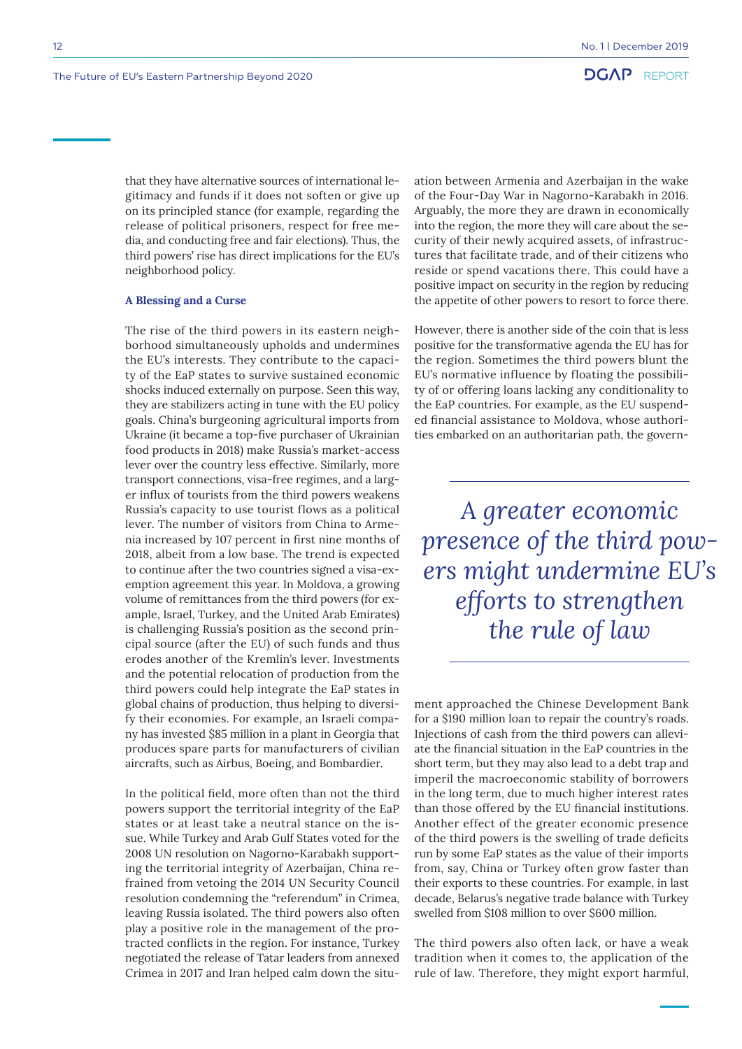that they have alternative sources of international legitimacy and funds if it does not soften or give up on its principled stance (for example, regarding the release of political prisoners, respect for free media, and conducting free and fair elections). Thus, the third powers' rise has direct implications for the EU's neighborhood policy.

### A Blessing and a Curse

The rise of the third powers in its eastern neighborhood simultaneously upholds and undermines the EU's interests. They contribute to the capacity of the EaP states to survive sustained economic shocks induced externally on purpose. Seen this way, they are stabilizers acting in tune with the EU policy goals. China's burgeoning agricultural imports from Ukraine (it became a top-five purchaser of Ukrainian food products in 2018) make Russia's market-access lever over the country less effective. Similarly, more transport connections, visa-free regimes, and a larger influx of tourists from the third powers weakens Russia's capacity to use tourist flows as a political lever. The number of visitors from China to Armenia increased by 107 percent in first nine months of 2018, albeit from a low base. The trend is expected to continue after the two countries signed a visa-exemption agreement this year. In Moldova, a growing volume of remittances from the third powers (for example, Israel, Turkey, and the United Arab Emirates) is challenging Russia's position as the second principal source (after the EU) of such funds and thus erodes another of the Kremlin's lever. Investments and the potential relocation of production from the third powers could help integrate the EaP states in global chains of production, thus helping to diversify their economies. For example, an Israeli company has invested $85 million in a plant in Georgia that produces spare parts for manufacturers of civilian aircrafts, such as Airbus, Boeing, and Bombardier.

In the political field, more often than not the third powers support the territorial integrity of the EaP states or at least take a neutral stance on the issue. While Turkey and Arab Gulf States voted for the 2008 UN resolution on Nagorno-Karabakh supporting the territorial integrity of Azerbaijan, China refrained from vetoing the 2014 UN Security Council resolution condemning the "referendum" in Crimea, leaving Russia isolated. The third powers also often play a positive role in the management of the protracted conflicts in the region. For instance, Turkey negotiated the release of Tatar leaders from annexed Crimea in 2017 and Iran helped calm down the situation between Armenia and Azerbaijan in the wake of the Four-Day War in Nagorno-Karabakh in 2016. Arguably, the more they are drawn in economically into the region, the more they will care about the security of their newly acquired assets, of infrastructures that facilitate trade, and of their citizens who reside or spend vacations there. This could have a positive impact on security in the region by reducing the appetite of other powers to resort to force there.

However, there is another side of the coin that is less positive for the transformative agenda the EU has for the region. Sometimes the third powers blunt the EU's normative influence by floating the possibility of or offering loans lacking any conditionality to the EaP countries. For example, as the EU suspended financial assistance to Moldova, whose authorities embarked on an authoritarian path, the government approached the Chinese Development Bank for a $190 million loan to repair the country's roads. Injections of cash from the third powers can alleviate the financial situation in the EaP countries in the short term, but they may also lead to a debt trap and imperil the macroeconomic stability of borrowers in the long term, due to much higher interest rates than those offered by the EU financial institutions. Another effect of the greater economic presence of the third powers is the swelling of trade deficits run by some EaP states as the value of their imports from, say, China or Turkey often grow faster than their exports to these countries. For example, in last decade, Belarus's negative trade balance with Turkey swelled from $108 million to over $600 million.

> *A greater economic presence of the third powers might undermine EU's efforts to strengthen the rule of law*

The third powers also often lack, or have a weak tradition when it comes to, the application of the rule of law. Therefore, they might export harmful,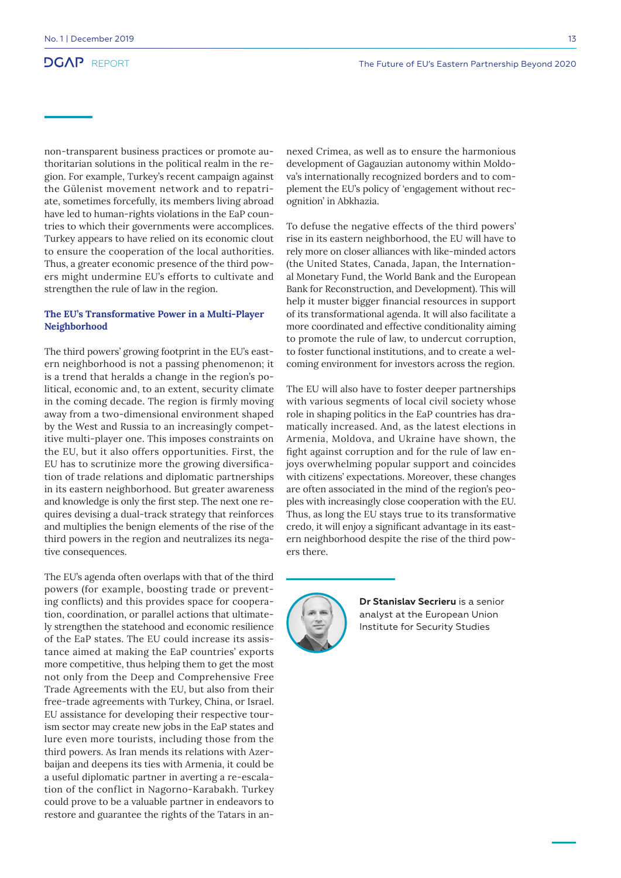non-transparent business practices or promote authoritarian solutions in the political realm in the region. For example, Turkey's recent campaign against the Gülenist movement network and to repatriate, sometimes forcefully, its members living abroad have led to human-rights violations in the EaP countries to which their governments were accomplices. Turkey appears to have relied on its economic clout to ensure the cooperation of the local authorities. Thus, a greater economic presence of the third powers might undermine EU's efforts to cultivate and strengthen the rule of law in the region.

### The EU's Transformative Power in a Multi-Player Neighborhood

The third powers' growing footprint in the EU's eastern neighborhood is not a passing phenomenon; it is a trend that heralds a change in the region's political, economic and, to an extent, security climate in the coming decade. The region is firmly moving away from a two-dimensional environment shaped by the West and Russia to an increasingly competitive multi-player one. This imposes constraints on the EU, but it also offers opportunities. First, the EU has to scrutinize more the growing diversification of trade relations and diplomatic partnerships in its eastern neighborhood. But greater awareness and knowledge is only the first step. The next one requires devising a dual-track strategy that reinforces and multiplies the benign elements of the rise of the third powers in the region and neutralizes its negative consequences.

The EU's agenda often overlaps with that of the third powers (for example, boosting trade or preventing conflicts) and this provides space for cooperation, coordination, or parallel actions that ultimately strengthen the statehood and economic resilience of the EaP states. The EU could increase its assistance aimed at making the EaP countries' exports more competitive, thus helping them to get the most not only from the Deep and Comprehensive Free Trade Agreements with the EU, but also from their free-trade agreements with Turkey, China, or Israel. EU assistance for developing their respective tourism sector may create new jobs in the EaP states and lure even more tourists, including those from the third powers. As Iran mends its relations with Azerbaijan and deepens its ties with Armenia, it could be a useful diplomatic partner in averting a re-escalation of the conflict in Nagorno-Karabakh. Turkey could prove to be a valuable partner in endeavors to restore and guarantee the rights of the Tatars in annexed Crimea, as well as to ensure the harmonious development of Gagauzian autonomy within Moldova's internationally recognized borders and to complement the EU's policy of 'engagement without recognition' in Abkhazia.

To defuse the negative effects of the third powers' rise in its eastern neighborhood, the EU will have to rely more on closer alliances with like-minded actors (the United States, Canada, Japan, the International Monetary Fund, the World Bank and the European Bank for Reconstruction, and Development). This will help it muster bigger financial resources in support of its transformational agenda. It will also facilitate a more coordinated and effective conditionality aiming to promote the rule of law, to undercut corruption, to foster functional institutions, and to create a welcoming environment for investors across the region.

The EU will also have to foster deeper partnerships with various segments of local civil society whose role in shaping politics in the EaP countries has dramatically increased. And, as the latest elections in Armenia, Moldova, and Ukraine have shown, the fight against corruption and for the rule of law enjoys overwhelming popular support and coincides with citizens' expectations. Moreover, these changes are often associated in the mind of the region's peoples with increasingly close cooperation with the EU. Thus, as long as the EU stays true to its transformative credo, it will enjoy a significant advantage in its eastern neighborhood despite the rise of the third powers there.

**Dr Stanislav Secrieru** is a senior analyst at the European Union Institute for Security Studies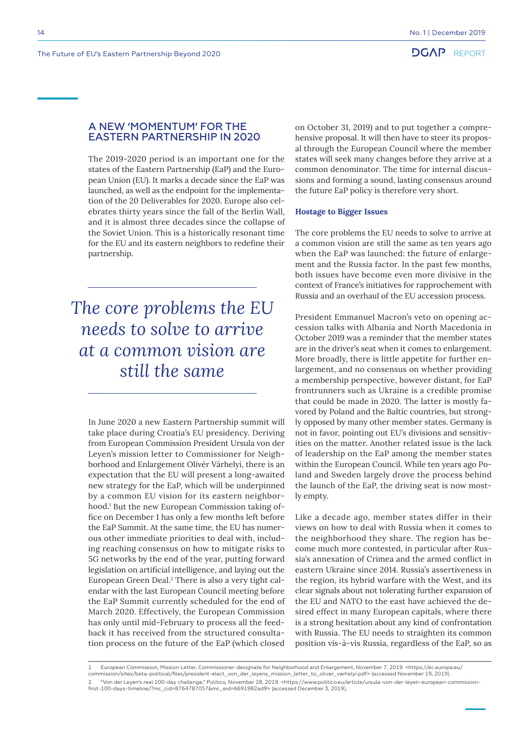## A NEW 'MOMENTUM' FOR THE EASTERN PARTNERSHIP IN 2020

The 2019-2020 period is an important one for the states of the Eastern Partnership (EaP) and the European Union (EU). It marks a decade since the EaP was launched, as well as the endpoint for the implementation of the 20 Deliverables for 2020. Europe also celebrates thirty years since the fall of the Berlin Wall, and it is almost three decades since the collapse of the Soviet Union. This is a historically resonant time for the EU and its eastern neighbors to redefine their partnership.

> *The core problems the EU needs to solve to arrive at a common vision are still the same*

In June 2020 a new Eastern Partnership summit will take place during Croatia's EU presidency. Deriving from European Commission President Ursula von der Leyen's mission letter to Commissioner for Neighborhood and Enlargement Olivér Várhelyi, there is an expectation that the EU will present a long-awaited new strategy for the EaP, which will be underpinned by a common EU vision for its eastern neighborhood.[1] But the new European Commission taking office on December 1 has only a few months left before the EaP Summit. At the same time, the EU has numerous other immediate priorities to deal with, including reaching consensus on how to mitigate risks to 5G networks by the end of the year, putting forward legislation on artificial intelligence, and laying out the European Green Deal.[2] There is also a very tight calendar with the last European Council meeting before the EaP Summit currently scheduled for the end of March 2020. Effectively, the European Commission has only until mid-February to process all the feedback it has received from the structured consultation process on the future of the EaP (which closed on October 31, 2019) and to put together a comprehensive proposal. It will then have to steer its proposal through the European Council where the member states will seek many changes before they arrive at a common denominator. The time for internal discussions and forming a sound, lasting consensus around the future EaP policy is therefore very short.

### Hostage to Bigger Issues

The core problems the EU needs to solve to arrive at a common vision are still the same as ten years ago when the EaP was launched: the future of enlargement and the Russia factor. In the past few months, both issues have become even more divisive in the context of France's initiatives for rapprochement with Russia and an overhaul of the EU accession process.

President Emmanuel Macron's veto on opening accession talks with Albania and North Macedonia in October 2019 was a reminder that the member states are in the driver's seat when it comes to enlargement. More broadly, there is little appetite for further enlargement, and no consensus on whether providing a membership perspective, however distant, for EaP frontrunners such as Ukraine is a credible promise that could be made in 2020. The latter is mostly favored by Poland and the Baltic countries, but strongly opposed by many other member states. Germany is not in favor, pointing out EU's divisions and sensitivities on the matter. Another related issue is the lack of leadership on the EaP among the member states within the European Council. While ten years ago Poland and Sweden largely drove the process behind the launch of the EaP, the driving seat is now mostly empty.

Like a decade ago, member states differ in their views on how to deal with Russia when it comes to the neighborhood they share. The region has become much more contested, in particular after Russia's annexation of Crimea and the armed conflict in eastern Ukraine since 2014. Russia's assertiveness in the region, its hybrid warfare with the West, and its clear signals about not tolerating further expansion of the EU and NATO to the east have achieved the desired effect in many European capitals, where there is a strong hesitation about any kind of confrontation with Russia. The EU needs to straighten its common position vis-à-vis Russia, regardless of the EaP, so as

1 European Commission, Mission Letter, Commissioner-designate for Neighborhood and Enlargement, November 7, 2019. <https://ec.europa.eu/commission/sites/beta-political/files/president-elect_von_der_leyens_mission_letter_to_oliver_varhelyi.pdf> (accessed November 19, 2019).

2 "Von der Leyen's real 100-day challenge," Politico, November 28, 2019. <https://www.politico.eu/article/ursula-von-der-leyen-european-commission-first-100-days-timeline/?mc_cid=8764787057&mc_eid=6691982ad9> (accessed December 3, 2019).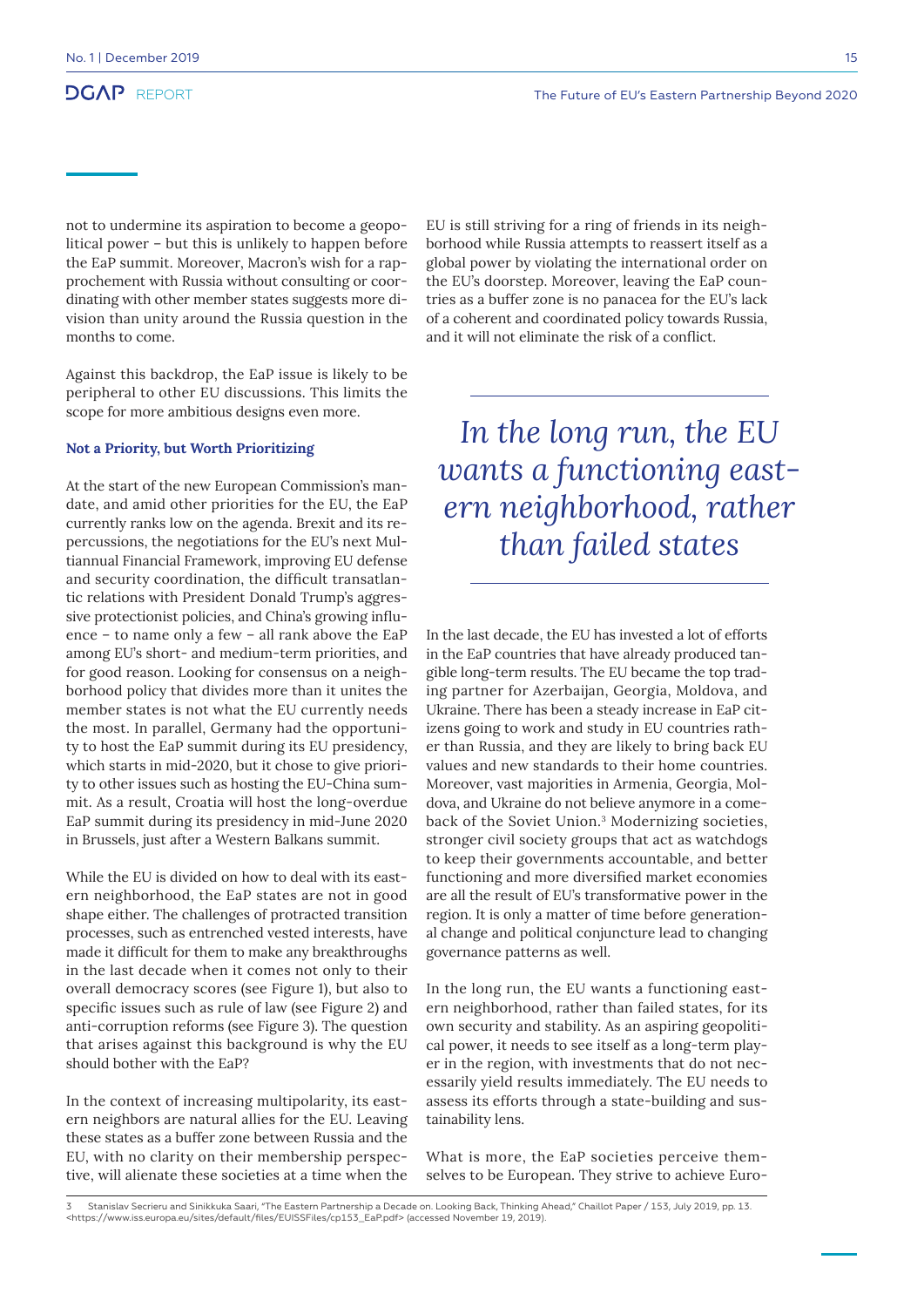not to undermine its aspiration to become a geopolitical power – but this is unlikely to happen before the EaP summit. Moreover, Macron's wish for a rapprochement with Russia without consulting or coordinating with other member states suggests more division than unity around the Russia question in the months to come.

Against this backdrop, the EaP issue is likely to be peripheral to other EU discussions. This limits the scope for more ambitious designs even more.

### Not a Priority, but Worth Prioritizing

At the start of the new European Commission's mandate, and amid other priorities for the EU, the EaP currently ranks low on the agenda. Brexit and its repercussions, the negotiations for the EU's next Multiannual Financial Framework, improving EU defense and security coordination, the difficult transatlantic relations with President Donald Trump's aggressive protectionist policies, and China's growing influence – to name only a few – all rank above the EaP among EU's short- and medium-term priorities, and for good reason. Looking for consensus on a neighborhood policy that divides more than it unites the member states is not what the EU currently needs the most. In parallel, Germany had the opportunity to host the EaP summit during its EU presidency, which starts in mid-2020, but it chose to give priority to other issues such as hosting the EU-China summit. As a result, Croatia will host the long-overdue EaP summit during its presidency in mid-June 2020 in Brussels, just after a Western Balkans summit.

While the EU is divided on how to deal with its eastern neighborhood, the EaP states are not in good shape either. The challenges of protracted transition processes, such as entrenched vested interests, have made it difficult for them to make any breakthroughs in the last decade when it comes not only to their overall democracy scores (see Figure 1), but also to specific issues such as rule of law (see Figure 2) and anti-corruption reforms (see Figure 3). The question that arises against this background is why the EU should bother with the EaP?

In the context of increasing multipolarity, its eastern neighbors are natural allies for the EU. Leaving these states as a buffer zone between Russia and the EU, with no clarity on their membership perspective, will alienate these societies at a time when the EU is still striving for a ring of friends in its neighborhood while Russia attempts to reassert itself as a global power by violating the international order on the EU's doorstep. Moreover, leaving the EaP countries as a buffer zone is no panacea for the EU's lack of a coherent and coordinated policy towards Russia, and it will not eliminate the risk of a conflict.

> *In the long run, the EU wants a functioning eastern neighborhood, rather than failed states*

In the last decade, the EU has invested a lot of efforts in the EaP countries that have already produced tangible long-term results. The EU became the top trading partner for Azerbaijan, Georgia, Moldova, and Ukraine. There has been a steady increase in EaP citizens going to work and study in EU countries rather than Russia, and they are likely to bring back EU values and new standards to their home countries. Moreover, vast majorities in Armenia, Georgia, Moldova, and Ukraine do not believe anymore in a comeback of the Soviet Union.[3] Modernizing societies, stronger civil society groups that act as watchdogs to keep their governments accountable, and better functioning and more diversified market economies are all the result of EU's transformative power in the region. It is only a matter of time before generational change and political conjuncture lead to changing governance patterns as well.

In the long run, the EU wants a functioning eastern neighborhood, rather than failed states, for its own security and stability. As an aspiring geopolitical power, it needs to see itself as a long-term player in the region, with investments that do not necessarily yield results immediately. The EU needs to assess its efforts through a state-building and sustainability lens.

What is more, the EaP societies perceive themselves to be European. They strive to achieve Euro-

---

3 Stanislav Secrieru and Sinikkuka Saari, "The Eastern Partnership a Decade on. Looking Back, Thinking Ahead," Chaillot Paper / 153, July 2019, pp. 13. <https://www.iss.europa.eu/sites/default/files/EUISSFiles/cp153_EaP.pdf> (accessed November 19, 2019).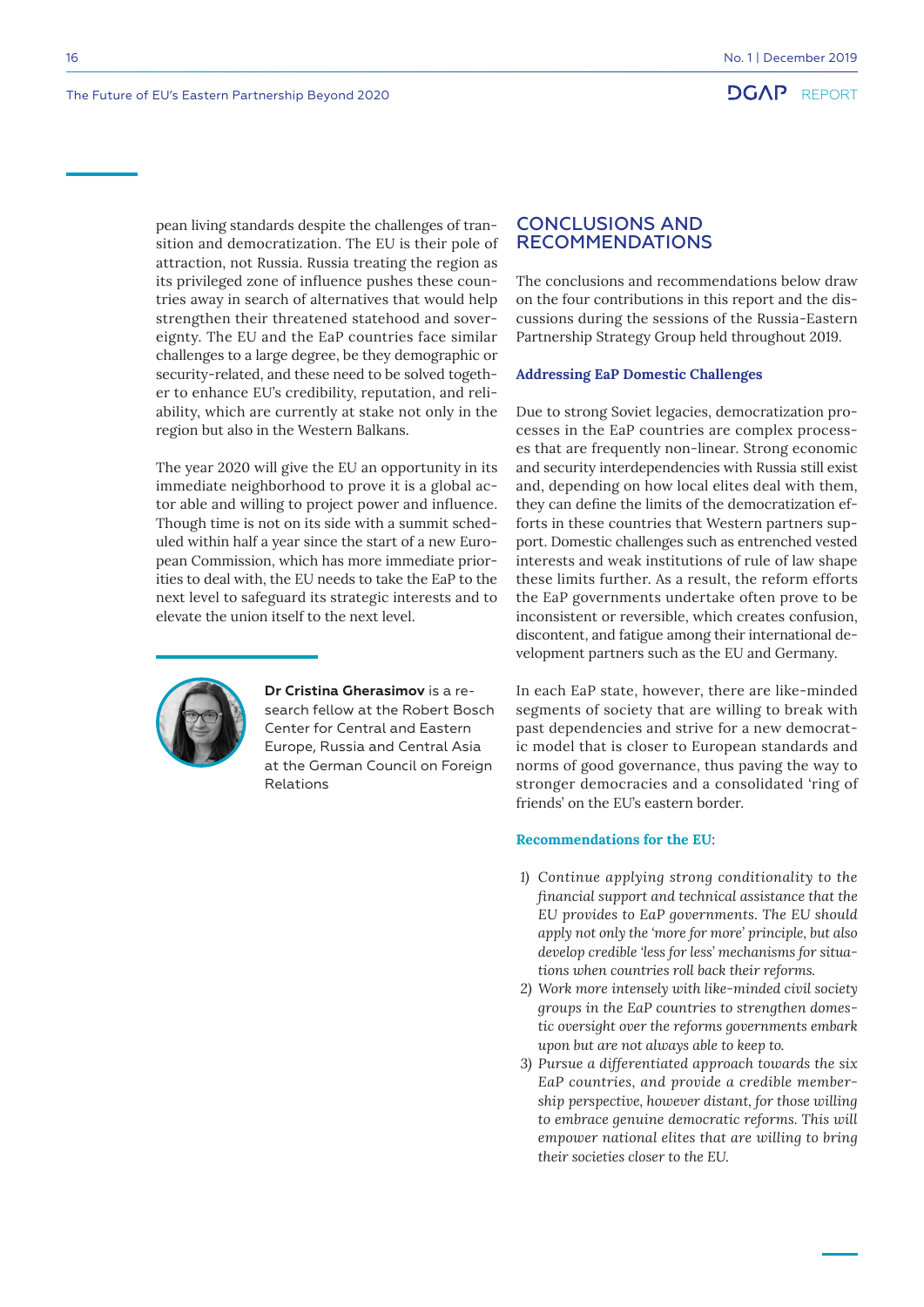pean living standards despite the challenges of transition and democratization. The EU is their pole of attraction, not Russia. Russia treating the region as its privileged zone of influence pushes these countries away in search of alternatives that would help strengthen their threatened statehood and sovereignty. The EU and the EaP countries face similar challenges to a large degree, be they demographic or security-related, and these need to be solved together to enhance EU's credibility, reputation, and reliability, which are currently at stake not only in the region but also in the Western Balkans.

The year 2020 will give the EU an opportunity in its immediate neighborhood to prove it is a global actor able and willing to project power and influence. Though time is not on its side with a summit scheduled within half a year since the start of a new European Commission, which has more immediate priorities to deal with, the EU needs to take the EaP to the next level to safeguard its strategic interests and to elevate the union itself to the next level.

**Dr Cristina Gherasimov** is a research fellow at the Robert Bosch Center for Central and Eastern Europe, Russia and Central Asia at the German Council on Foreign Relations

## CONCLUSIONS AND RECOMMENDATIONS

The conclusions and recommendations below draw on the four contributions in this report and the discussions during the sessions of the Russia-Eastern Partnership Strategy Group held throughout 2019.

### Addressing EaP Domestic Challenges

Due to strong Soviet legacies, democratization processes in the EaP countries are complex processes that are frequently non-linear. Strong economic and security interdependencies with Russia still exist and, depending on how local elites deal with them, they can define the limits of the democratization efforts in these countries that Western partners support. Domestic challenges such as entrenched vested interests and weak institutions of rule of law shape these limits further. As a result, the reform efforts the EaP governments undertake often prove to be inconsistent or reversible, which creates confusion, discontent, and fatigue among their international development partners such as the EU and Germany.

In each EaP state, however, there are like-minded segments of society that are willing to break with past dependencies and strive for a new democratic model that is closer to European standards and norms of good governance, thus paving the way to stronger democracies and a consolidated 'ring of friends' on the EU's eastern border.

**Recommendations for the EU**:

1) *Continue applying strong conditionality to the financial support and technical assistance that the EU provides to EaP governments. The EU should apply not only the 'more for more' principle, but also develop credible 'less for less' mechanisms for situations when countries roll back their reforms.*
2) *Work more intensely with like-minded civil society groups in the EaP countries to strengthen domestic oversight over the reforms governments embark upon but are not always able to keep to.*
3) *Pursue a differentiated approach towards the six EaP countries, and provide a credible membership perspective, however distant, for those willing to embrace genuine democratic reforms. This will empower national elites that are willing to bring their societies closer to the EU.*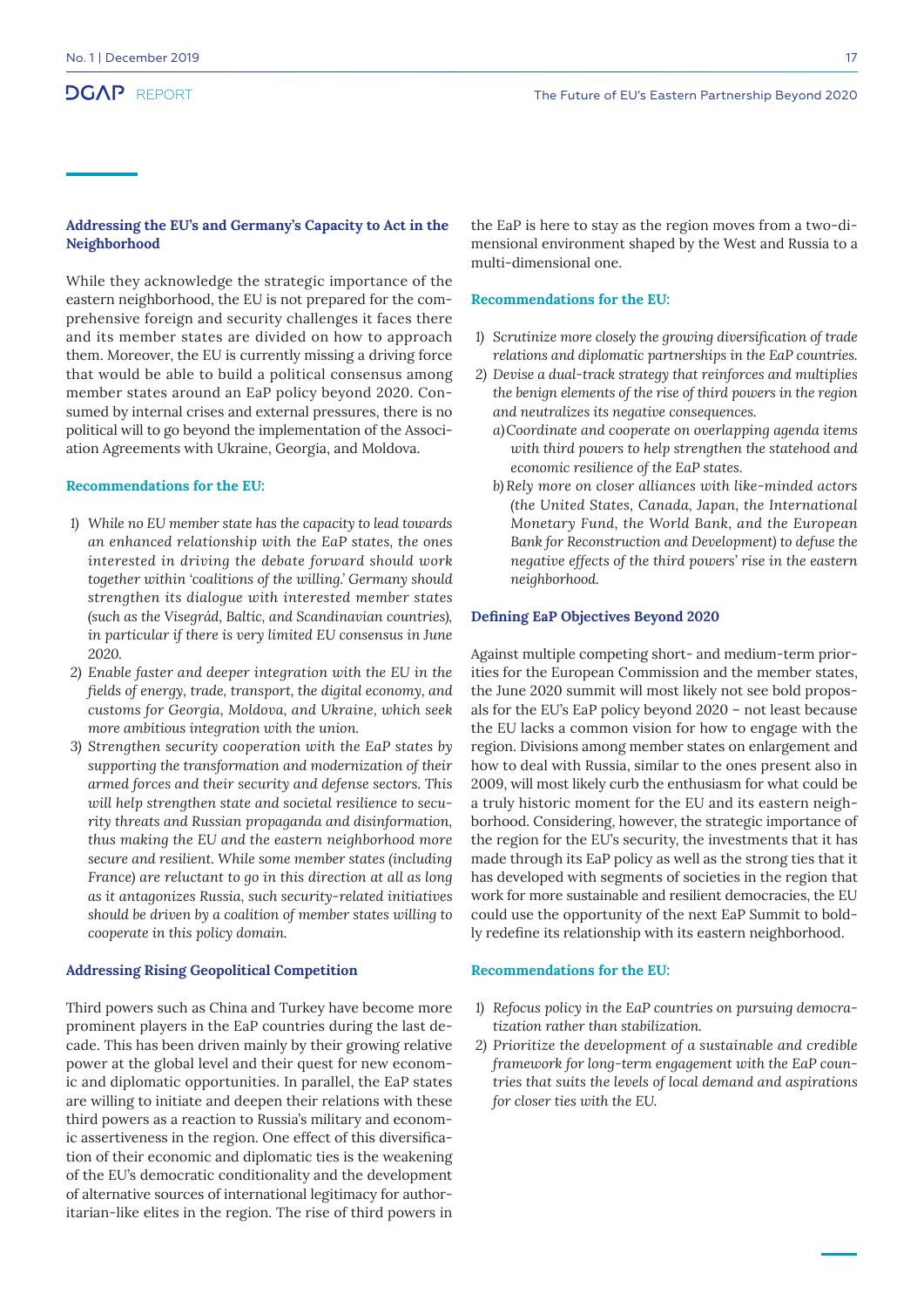### Addressing the EU's and Germany's Capacity to Act in the Neighborhood

While they acknowledge the strategic importance of the eastern neighborhood, the EU is not prepared for the comprehensive foreign and security challenges it faces there and its member states are divided on how to approach them. Moreover, the EU is currently missing a driving force that would be able to build a political consensus among member states around an EaP policy beyond 2020. Consumed by internal crises and external pressures, there is no political will to go beyond the implementation of the Association Agreements with Ukraine, Georgia, and Moldova.

#### Recommendations for the EU:

1) *While no EU member state has the capacity to lead towards an enhanced relationship with the EaP states, the ones interested in driving the debate forward should work together within 'coalitions of the willing.' Germany should strengthen its dialogue with interested member states (such as the Visegrád, Baltic, and Scandinavian countries), in particular if there is very limited EU consensus in June 2020.*
2) *Enable faster and deeper integration with the EU in the fields of energy, trade, transport, the digital economy, and customs for Georgia, Moldova, and Ukraine, which seek more ambitious integration with the union.*
3) *Strengthen security cooperation with the EaP states by supporting the transformation and modernization of their armed forces and their security and defense sectors. This will help strengthen state and societal resilience to security threats and Russian propaganda and disinformation, thus making the EU and the eastern neighborhood more secure and resilient. While some member states (including France) are reluctant to go in this direction at all as long as it antagonizes Russia, such security-related initiatives should be driven by a coalition of member states willing to cooperate in this policy domain.*

### Addressing Rising Geopolitical Competition

Third powers such as China and Turkey have become more prominent players in the EaP countries during the last decade. This has been driven mainly by their growing relative power at the global level and their quest for new economic and diplomatic opportunities. In parallel, the EaP states are willing to initiate and deepen their relations with these third powers as a reaction to Russia's military and economic assertiveness in the region. One effect of this diversification of their economic and diplomatic ties is the weakening of the EU's democratic conditionality and the development of alternative sources of international legitimacy for authoritarian-like elites in the region. The rise of third powers in the EaP is here to stay as the region moves from a two-dimensional environment shaped by the West and Russia to a multi-dimensional one.

#### Recommendations for the EU:

1) *Scrutinize more closely the growing diversification of trade relations and diplomatic partnerships in the EaP countries.*
2) *Devise a dual-track strategy that reinforces and multiplies the benign elements of the rise of third powers in the region and neutralizes its negative consequences.*
   a) *Coordinate and cooperate on overlapping agenda items with third powers to help strengthen the statehood and economic resilience of the EaP states.*
   b) *Rely more on closer alliances with like-minded actors (the United States, Canada, Japan, the International Monetary Fund, the World Bank, and the European Bank for Reconstruction and Development) to defuse the negative effects of the third powers' rise in the eastern neighborhood.*

### Defining EaP Objectives Beyond 2020

Against multiple competing short- and medium-term priorities for the European Commission and the member states, the June 2020 summit will most likely not see bold proposals for the EU's EaP policy beyond 2020 – not least because the EU lacks a common vision for how to engage with the region. Divisions among member states on enlargement and how to deal with Russia, similar to the ones present also in 2009, will most likely curb the enthusiasm for what could be a truly historic moment for the EU and its eastern neighborhood. Considering, however, the strategic importance of the region for the EU's security, the investments that it has made through its EaP policy as well as the strong ties that it has developed with segments of societies in the region that work for more sustainable and resilient democracies, the EU could use the opportunity of the next EaP Summit to boldly redefine its relationship with its eastern neighborhood.

#### Recommendations for the EU:

1) *Refocus policy in the EaP countries on pursuing democratization rather than stabilization.*
2) *Prioritize the development of a sustainable and credible framework for long-term engagement with the EaP countries that suits the levels of local demand and aspirations for closer ties with the EU.*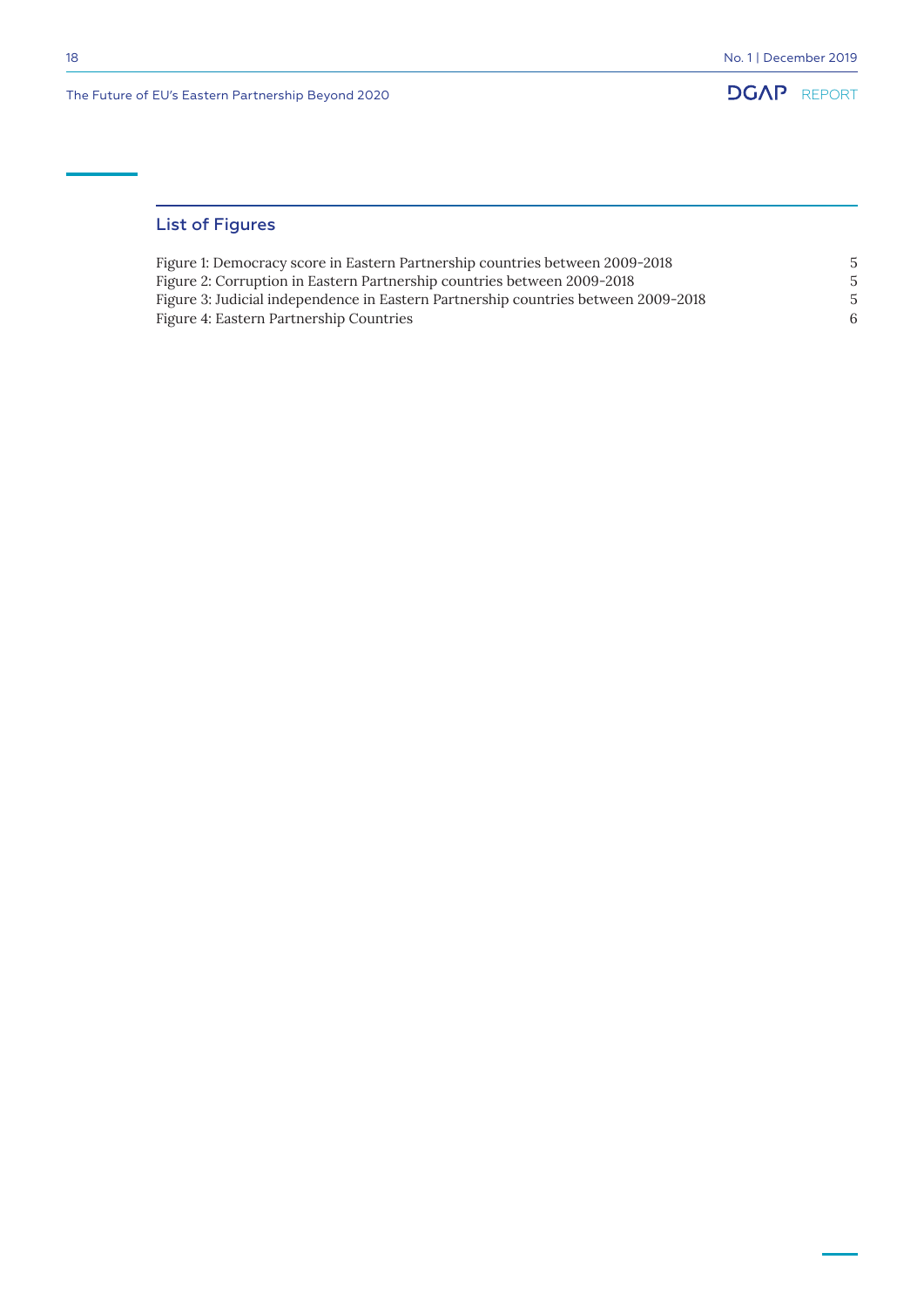## List of Figures

| | |
|---|---|
| Figure 1: Democracy score in Eastern Partnership countries between 2009-2018 | 5 |
| Figure 2: Corruption in Eastern Partnership countries between 2009-2018 | 5 |
| Figure 3: Judicial independence in Eastern Partnership countries between 2009-2018 | 5 |
| Figure 4: Eastern Partnership Countries | 6 |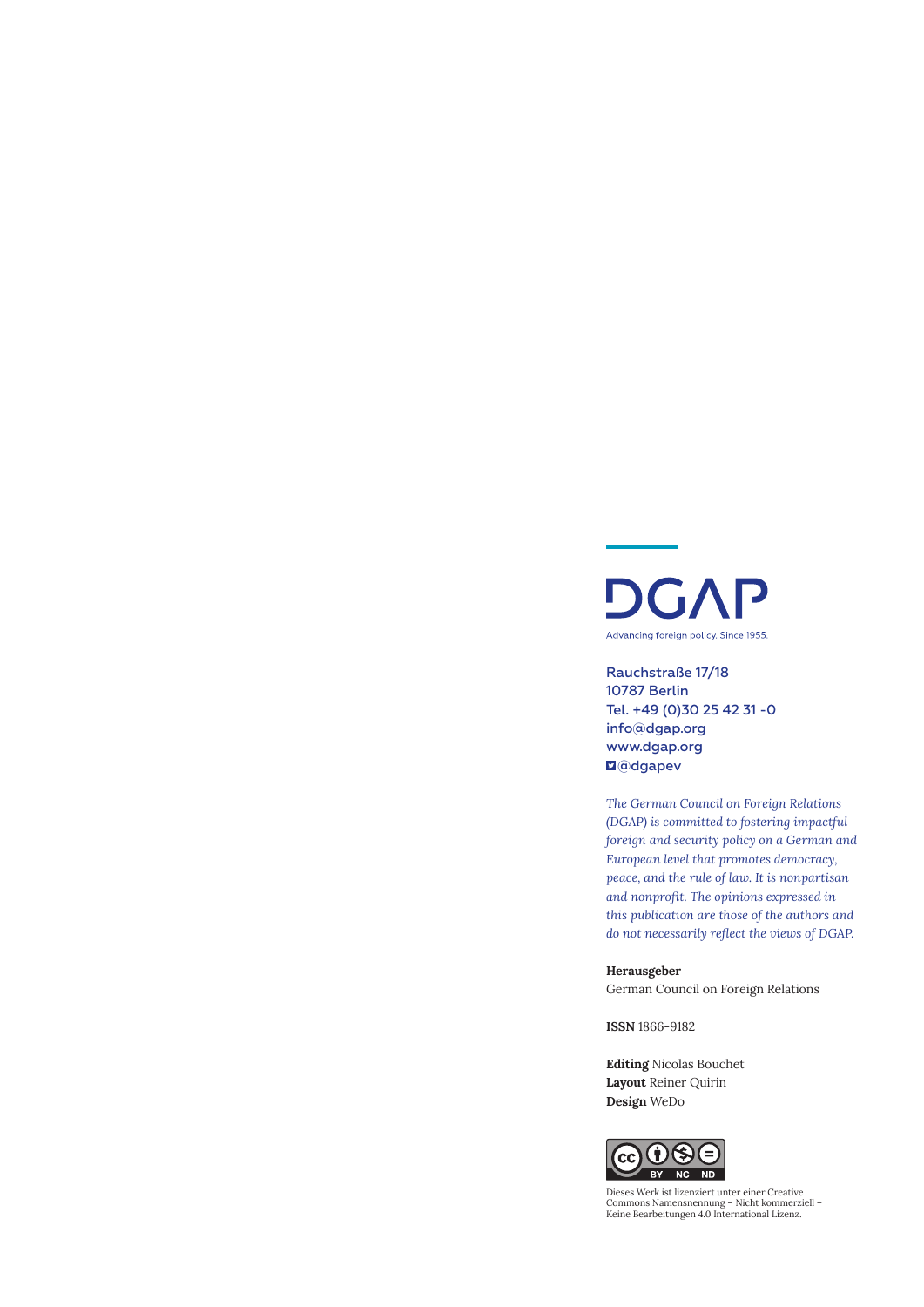DGAP

Advancing foreign policy. Since 1955.

Rauchstraße 17/18
10787 Berlin
Tel. +49 (0)30 25 42 31 -0
info@dgap.org
www.dgap.org
@dgapev

*The German Council on Foreign Relations (DGAP) is committed to fostering impactful foreign and security policy on a German and European level that promotes democracy, peace, and the rule of law. It is nonpartisan and nonprofit. The opinions expressed in this publication are those of the authors and do not necessarily reflect the views of DGAP.*

**Herausgeber**
German Council on Foreign Relations

**ISSN** 1866-9182

**Editing** Nicolas Bouchet
**Layout** Reiner Quirin
**Design** WeDo

Dieses Werk ist lizenziert unter einer Creative Commons Namensnennung – Nicht kommerziell – Keine Bearbeitungen 4.0 International Lizenz.